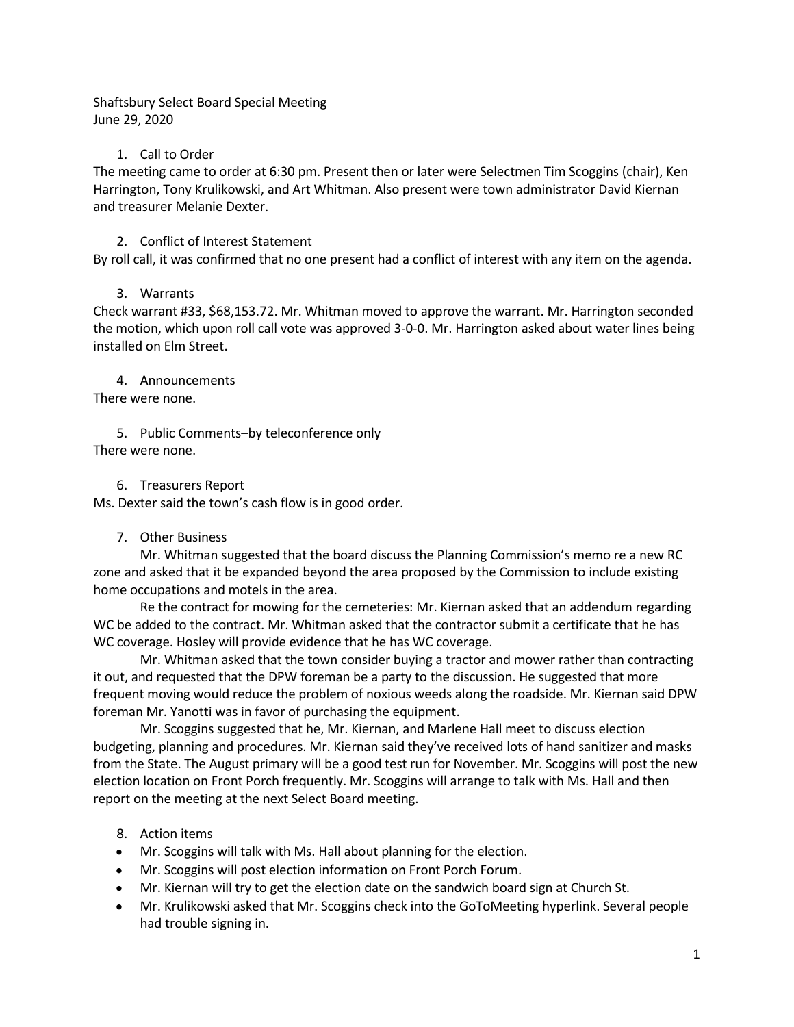Shaftsbury Select Board Special Meeting
June 29, 2020

1. Call to Order

The meeting came to order at 6:30 pm. Present then or later were Selectmen Tim Scoggins (chair), Ken Harrington, Tony Krulikowski, and Art Whitman. Also present were town administrator David Kiernan and treasurer Melanie Dexter.

2. Conflict of Interest Statement

By roll call, it was confirmed that no one present had a conflict of interest with any item on the agenda.

3. Warrants

Check warrant #33, $68,153.72. Mr. Whitman moved to approve the warrant. Mr. Harrington seconded the motion, which upon roll call vote was approved 3-0-0. Mr. Harrington asked about water lines being installed on Elm Street.

4. Announcements

There were none.

5. Public Comments–by teleconference only

There were none.

6. Treasurers Report

Ms. Dexter said the town's cash flow is in good order.

7. Other Business

Mr. Whitman suggested that the board discuss the Planning Commission's memo re a new RC zone and asked that it be expanded beyond the area proposed by the Commission to include existing home occupations and motels in the area.

Re the contract for mowing for the cemeteries: Mr. Kiernan asked that an addendum regarding WC be added to the contract. Mr. Whitman asked that the contractor submit a certificate that he has WC coverage. Hosley will provide evidence that he has WC coverage.

Mr. Whitman asked that the town consider buying a tractor and mower rather than contracting it out, and requested that the DPW foreman be a party to the discussion. He suggested that more frequent moving would reduce the problem of noxious weeds along the roadside. Mr. Kiernan said DPW foreman Mr. Yanotti was in favor of purchasing the equipment.

Mr. Scoggins suggested that he, Mr. Kiernan, and Marlene Hall meet to discuss election budgeting, planning and procedures. Mr. Kiernan said they've received lots of hand sanitizer and masks from the State. The August primary will be a good test run for November. Mr. Scoggins will post the new election location on Front Porch frequently. Mr. Scoggins will arrange to talk with Ms. Hall and then report on the meeting at the next Select Board meeting.

8. Action items

- Mr. Scoggins will talk with Ms. Hall about planning for the election.
- Mr. Scoggins will post election information on Front Porch Forum.
- Mr. Kiernan will try to get the election date on the sandwich board sign at Church St.
- Mr. Krulikowski asked that Mr. Scoggins check into the GoToMeeting hyperlink. Several people had trouble signing in.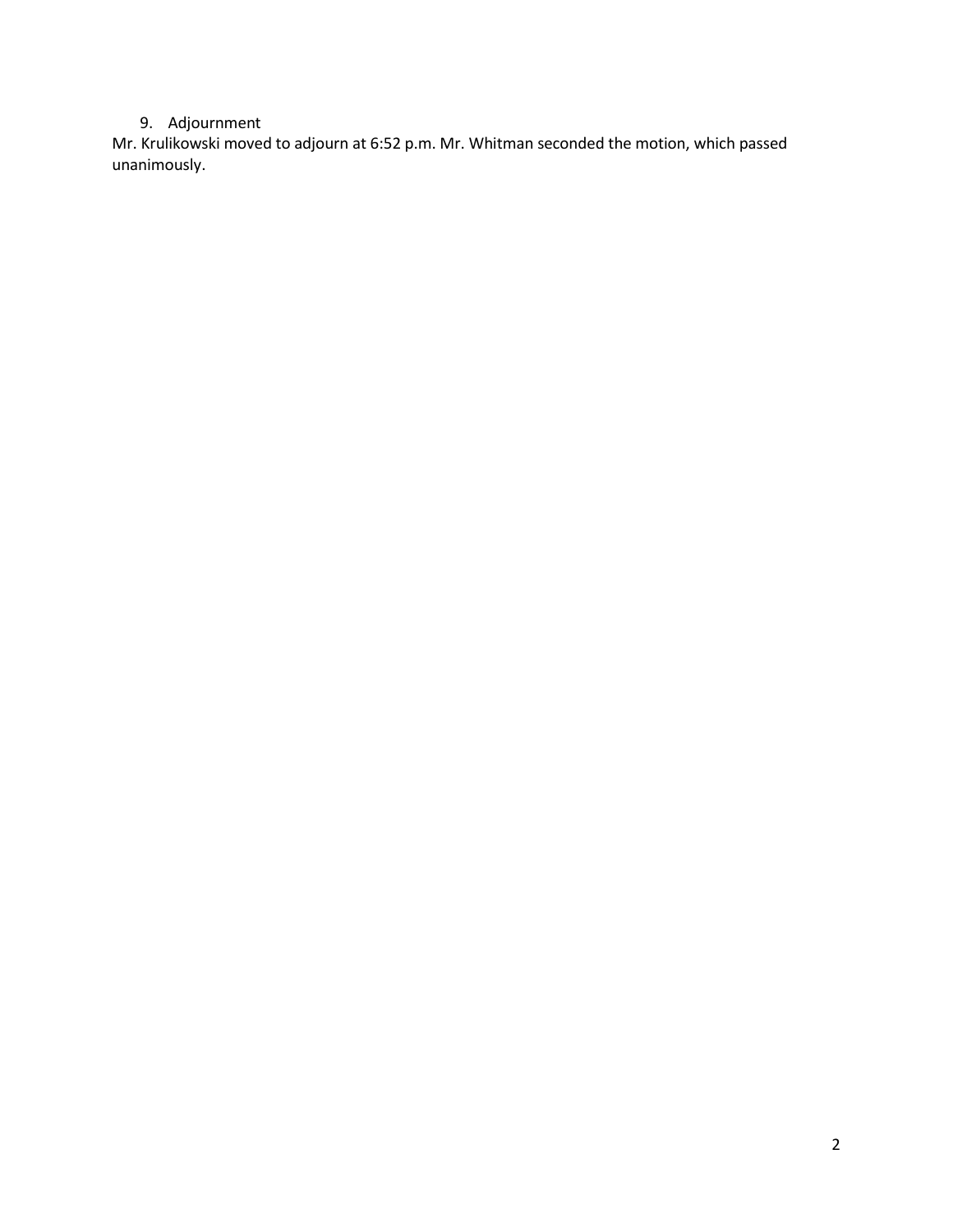9. Adjournment

Mr. Krulikowski moved to adjourn at 6:52 p.m. Mr. Whitman seconded the motion, which passed unanimously.